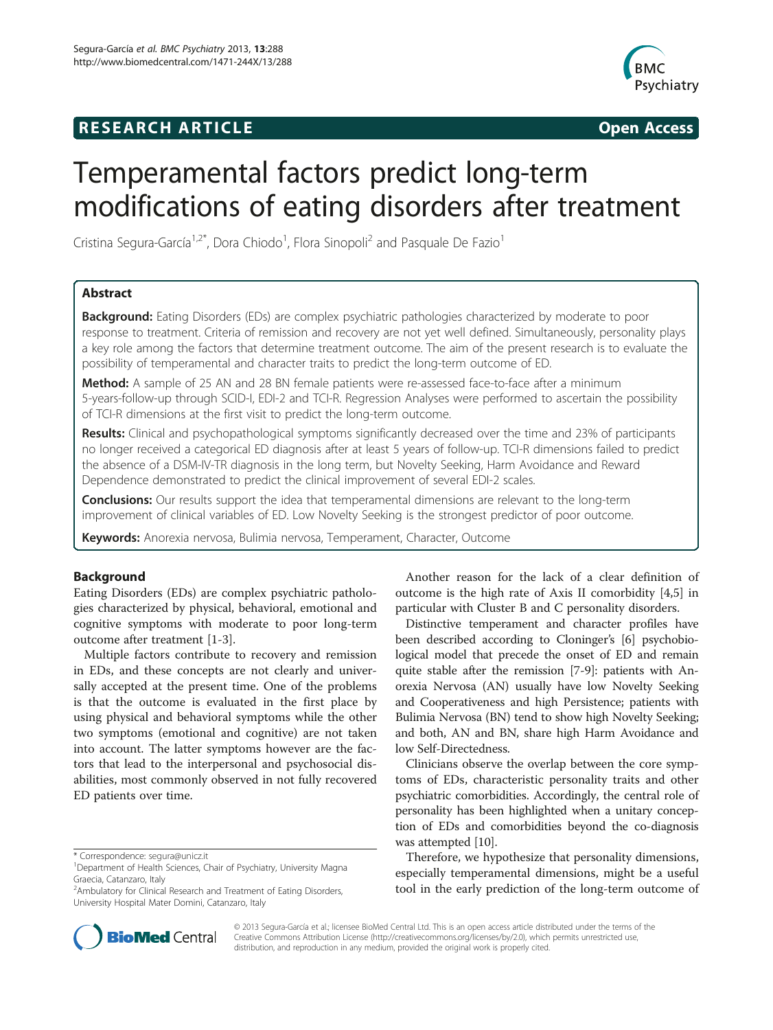**RESEARCH ARTICLE** **Open Access**

# Temperamental factors predict long-term modifications of eating disorders after treatment

Cristina Segura-García[1,2*], Dora Chiodo[1], Flora Sinopoli[2] and Pasquale De Fazio[1]

## Abstract

**Background:** Eating Disorders (EDs) are complex psychiatric pathologies characterized by moderate to poor response to treatment. Criteria of remission and recovery are not yet well defined. Simultaneously, personality plays a key role among the factors that determine treatment outcome. The aim of the present research is to evaluate the possibility of temperamental and character traits to predict the long-term outcome of ED.

**Method:** A sample of 25 AN and 28 BN female patients were re-assessed face-to-face after a minimum 5-years-follow-up through SCID-I, EDI-2 and TCI-R. Regression Analyses were performed to ascertain the possibility of TCI-R dimensions at the first visit to predict the long-term outcome.

**Results:** Clinical and psychopathological symptoms significantly decreased over the time and 23% of participants no longer received a categorical ED diagnosis after at least 5 years of follow-up. TCI-R dimensions failed to predict the absence of a DSM-IV-TR diagnosis in the long term, but Novelty Seeking, Harm Avoidance and Reward Dependence demonstrated to predict the clinical improvement of several EDI-2 scales.

**Conclusions:** Our results support the idea that temperamental dimensions are relevant to the long-term improvement of clinical variables of ED. Low Novelty Seeking is the strongest predictor of poor outcome.

**Keywords:** Anorexia nervosa, Bulimia nervosa, Temperament, Character, Outcome

## Background

Eating Disorders (EDs) are complex psychiatric pathologies characterized by physical, behavioral, emotional and cognitive symptoms with moderate to poor long-term outcome after treatment [1-3].

Multiple factors contribute to recovery and remission in EDs, and these concepts are not clearly and universally accepted at the present time. One of the problems is that the outcome is evaluated in the first place by using physical and behavioral symptoms while the other two symptoms (emotional and cognitive) are not taken into account. The latter symptoms however are the factors that lead to the interpersonal and psychosocial disabilities, most commonly observed in not fully recovered ED patients over time.

Another reason for the lack of a clear definition of outcome is the high rate of Axis II comorbidity [4,5] in particular with Cluster B and C personality disorders.

Distinctive temperament and character profiles have been described according to Cloninger's [6] psychobiological model that precede the onset of ED and remain quite stable after the remission [7-9]: patients with Anorexia Nervosa (AN) usually have low Novelty Seeking and Cooperativeness and high Persistence; patients with Bulimia Nervosa (BN) tend to show high Novelty Seeking; and both, AN and BN, share high Harm Avoidance and low Self-Directedness.

Clinicians observe the overlap between the core symptoms of EDs, characteristic personality traits and other psychiatric comorbidities. Accordingly, the central role of personality has been highlighted when a unitary conception of EDs and comorbidities beyond the co-diagnosis was attempted [10].

Therefore, we hypothesize that personality dimensions, especially temperamental dimensions, might be a useful tool in the early prediction of the long-term outcome of

\* Correspondence: segura@unicz.it
[1]Department of Health Sciences, Chair of Psychiatry, University Magna Graecia, Catanzaro, Italy
[2]Ambulatory for Clinical Research and Treatment of Eating Disorders, University Hospital Mater Domini, Catanzaro, Italy

© 2013 Segura-García et al.; licensee BioMed Central Ltd. This is an open access article distributed under the terms of the Creative Commons Attribution License (http://creativecommons.org/licenses/by/2.0), which permits unrestricted use, distribution, and reproduction in any medium, provided the original work is properly cited.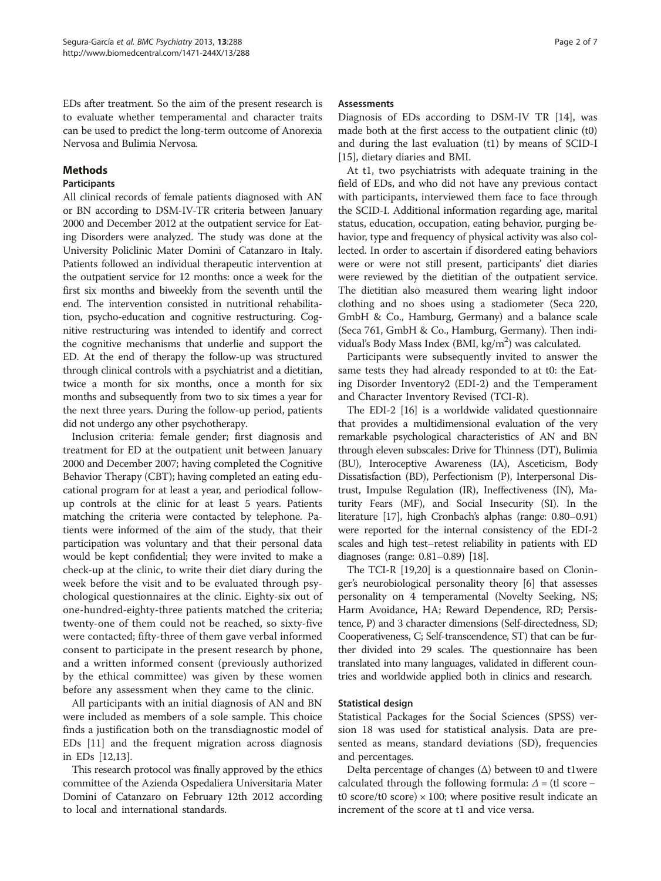EDs after treatment. So the aim of the present research is to evaluate whether temperamental and character traits can be used to predict the long-term outcome of Anorexia Nervosa and Bulimia Nervosa.

## Methods

### Participants

All clinical records of female patients diagnosed with AN or BN according to DSM-IV-TR criteria between January 2000 and December 2012 at the outpatient service for Eating Disorders were analyzed. The study was done at the University Policlinic Mater Domini of Catanzaro in Italy. Patients followed an individual therapeutic intervention at the outpatient service for 12 months: once a week for the first six months and biweekly from the seventh until the end. The intervention consisted in nutritional rehabilitation, psycho-education and cognitive restructuring. Cognitive restructuring was intended to identify and correct the cognitive mechanisms that underlie and support the ED. At the end of therapy the follow-up was structured through clinical controls with a psychiatrist and a dietitian, twice a month for six months, once a month for six months and subsequently from two to six times a year for the next three years. During the follow-up period, patients did not undergo any other psychotherapy.

Inclusion criteria: female gender; first diagnosis and treatment for ED at the outpatient unit between January 2000 and December 2007; having completed the Cognitive Behavior Therapy (CBT); having completed an eating educational program for at least a year, and periodical follow-up controls at the clinic for at least 5 years. Patients matching the criteria were contacted by telephone. Patients were informed of the aim of the study, that their participation was voluntary and that their personal data would be kept confidential; they were invited to make a check-up at the clinic, to write their diet diary during the week before the visit and to be evaluated through psychological questionnaires at the clinic. Eighty-six out of one-hundred-eighty-three patients matched the criteria; twenty-one of them could not be reached, so sixty-five were contacted; fifty-three of them gave verbal informed consent to participate in the present research by phone, and a written informed consent (previously authorized by the ethical committee) was given by these women before any assessment when they came to the clinic.

All participants with an initial diagnosis of AN and BN were included as members of a sole sample. This choice finds a justification both on the transdiagnostic model of EDs [11] and the frequent migration across diagnosis in EDs [12,13].

This research protocol was finally approved by the ethics committee of the Azienda Ospedaliera Universitaria Mater Domini of Catanzaro on February 12th 2012 according to local and international standards.

### Assessments

Diagnosis of EDs according to DSM-IV TR [14], was made both at the first access to the outpatient clinic (t0) and during the last evaluation (t1) by means of SCID-I [15], dietary diaries and BMI.

At t1, two psychiatrists with adequate training in the field of EDs, and who did not have any previous contact with participants, interviewed them face to face through the SCID-I. Additional information regarding age, marital status, education, occupation, eating behavior, purging behavior, type and frequency of physical activity was also collected. In order to ascertain if disordered eating behaviors were or were not still present, participants' diet diaries were reviewed by the dietitian of the outpatient service. The dietitian also measured them wearing light indoor clothing and no shoes using a stadiometer (Seca 220, GmbH & Co., Hamburg, Germany) and a balance scale (Seca 761, GmbH & Co., Hamburg, Germany). Then individual's Body Mass Index (BMI, $kg/m^2$) was calculated.

Participants were subsequently invited to answer the same tests they had already responded to at t0: the Eating Disorder Inventory2 (EDI-2) and the Temperament and Character Inventory Revised (TCI-R).

The EDI-2 [16] is a worldwide validated questionnaire that provides a multidimensional evaluation of the very remarkable psychological characteristics of AN and BN through eleven subscales: Drive for Thinness (DT), Bulimia (BU), Interoceptive Awareness (IA), Asceticism, Body Dissatisfaction (BD), Perfectionism (P), Interpersonal Distrust, Impulse Regulation (IR), Ineffectiveness (IN), Maturity Fears (MF), and Social Insecurity (SI). In the literature [17], high Cronbach's alphas (range: 0.80–0.91) were reported for the internal consistency of the EDI-2 scales and high test–retest reliability in patients with ED diagnoses (range: 0.81–0.89) [18].

The TCI-R [19,20] is a questionnaire based on Cloninger's neurobiological personality theory [6] that assesses personality on 4 temperamental (Novelty Seeking, NS; Harm Avoidance, HA; Reward Dependence, RD; Persistence, P) and 3 character dimensions (Self-directedness, SD; Cooperativeness, C; Self-transcendence, ST) that can be further divided into 29 scales. The questionnaire has been translated into many languages, validated in different countries and worldwide applied both in clinics and research.

### Statistical design

Statistical Packages for the Social Sciences (SPSS) version 18 was used for statistical analysis. Data are presented as means, standard deviations (SD), frequencies and percentages.

Delta percentage of changes (Δ) between t0 and t1were calculated through the following formula: $\Delta$ = (tl score – t0 score/t0 score) × 100; where positive result indicate an increment of the score at t1 and vice versa.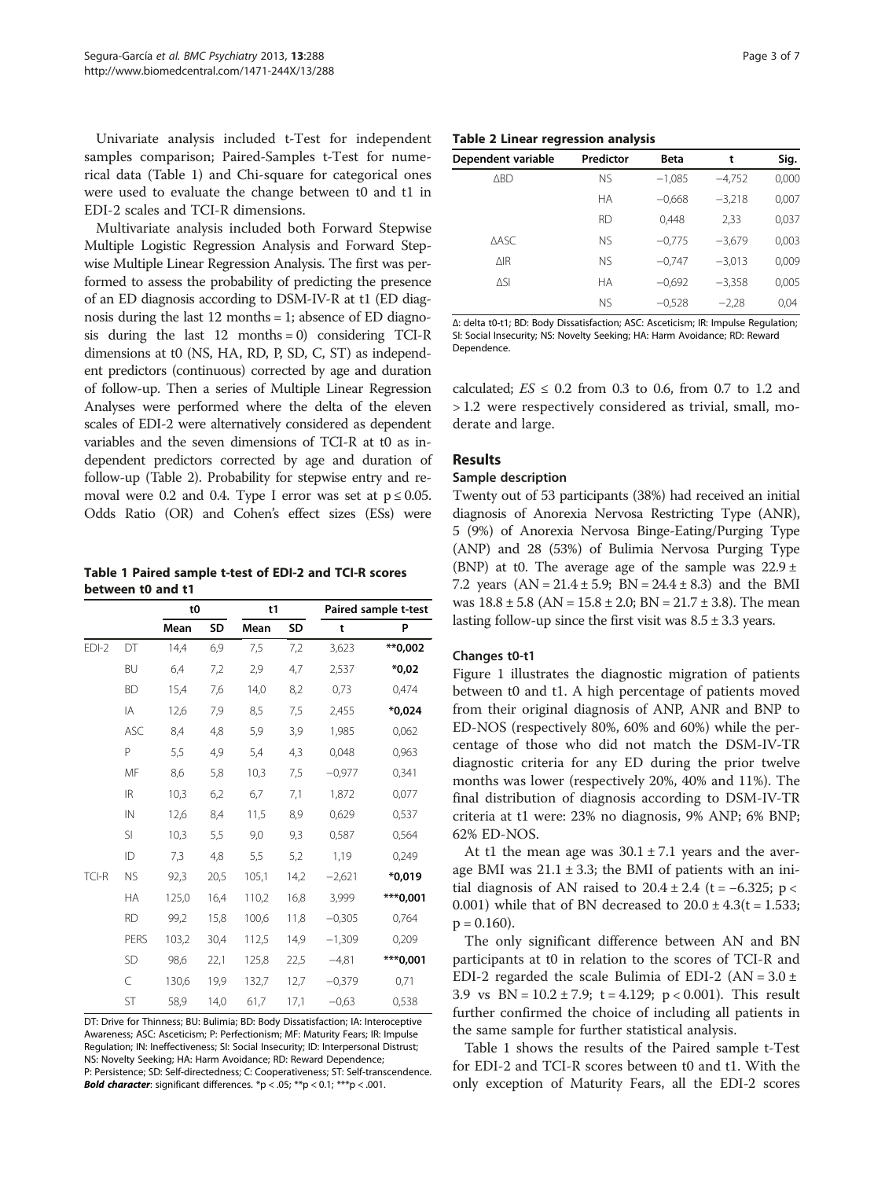Univariate analysis included t-Test for independent samples comparison; Paired-Samples t-Test for numerical data (Table 1) and Chi-square for categorical ones were used to evaluate the change between t0 and t1 in EDI-2 scales and TCI-R dimensions.

Multivariate analysis included both Forward Stepwise Multiple Logistic Regression Analysis and Forward Stepwise Multiple Linear Regression Analysis. The first was performed to assess the probability of predicting the presence of an ED diagnosis according to DSM-IV-R at t1 (ED diagnosis during the last 12 months = 1; absence of ED diagnosis during the last 12 months = 0) considering TCI-R dimensions at t0 (NS, HA, RD, P, SD, C, ST) as independent predictors (continuous) corrected by age and duration of follow-up. Then a series of Multiple Linear Regression Analyses were performed where the delta of the eleven scales of EDI-2 were alternatively considered as dependent variables and the seven dimensions of TCI-R at t0 as independent predictors corrected by age and duration of follow-up (Table 2). Probability for stepwise entry and removal were 0.2 and 0.4. Type I error was set at $p \leq 0.05$. Odds Ratio (OR) and Cohen's effect sizes (ESs) were calculated; $ES \leq 0.2$ from 0.3 to 0.6, from 0.7 to 1.2 and > 1.2 were respectively considered as trivial, small, moderate and large.

**Table 1 Paired sample t-test of EDI-2 and TCI-R scores between t0 and t1**

| | | t0 | | t1 | | Paired sample t-test | |
|---|---|---|---|---|---|---|---|
| | | Mean | SD | Mean | SD | t | P |
| EDI-2 | DT | 14,4 | 6,9 | 7,5 | 7,2 | 3,623 | **\*\*0,002** |
| | BU | 6,4 | 7,2 | 2,9 | 4,7 | 2,537 | **\*0,02** |
| | BD | 15,4 | 7,6 | 14,0 | 8,2 | 0,73 | 0,474 |
| | IA | 12,6 | 7,9 | 8,5 | 7,5 | 2,455 | **\*0,024** |
| | ASC | 8,4 | 4,8 | 5,9 | 3,9 | 1,985 | 0,062 |
| | P | 5,5 | 4,9 | 5,4 | 4,3 | 0,048 | 0,963 |
| | MF | 8,6 | 5,8 | 10,3 | 7,5 | −0,977 | 0,341 |
| | IR | 10,3 | 6,2 | 6,7 | 7,1 | 1,872 | 0,077 |
| | IN | 12,6 | 8,4 | 11,5 | 8,9 | 0,629 | 0,537 |
| | SI | 10,3 | 5,5 | 9,0 | 9,3 | 0,587 | 0,564 |
| | ID | 7,3 | 4,8 | 5,5 | 5,2 | 1,19 | 0,249 |
| TCI-R | NS | 92,3 | 20,5 | 105,1 | 14,2 | −2,621 | **\*0,019** |
| | HA | 125,0 | 16,4 | 110,2 | 16,8 | 3,999 | **\*\*\*0,001** |
| | RD | 99,2 | 15,8 | 100,6 | 11,8 | −0,305 | 0,764 |
| | PERS | 103,2 | 30,4 | 112,5 | 14,9 | −1,309 | 0,209 |
| | SD | 98,6 | 22,1 | 125,8 | 22,5 | −4,81 | **\*\*\*0,001** |
| | C | 130,6 | 19,9 | 132,7 | 12,7 | −0,379 | 0,71 |
| | ST | 58,9 | 14,0 | 61,7 | 17,1 | −0,63 | 0,538 |

DT: Drive for Thinness; BU: Bulimia; BD: Body Dissatisfaction; IA: Interoceptive Awareness; ASC: Asceticism; P: Perfectionism; MF: Maturity Fears; IR: Impulse Regulation; IN: Ineffectiveness; SI: Social Insecurity; ID: Interpersonal Distrust; NS: Novelty Seeking; HA: Harm Avoidance; RD: Reward Dependence; P: Persistence; SD: Self-directedness; C: Cooperativeness; ST: Self-transcendence. ***Bold character***: significant differences. \*p < .05; \*\*p < 0.1; \*\*\*p < .001.

**Table 2 Linear regression analysis**

| Dependent variable | Predictor | Beta | t | Sig. |
|---|---|---|---|---|
| ΔBD | NS | −1,085 | −4,752 | 0,000 |
| | HA | −0,668 | −3,218 | 0,007 |
| | RD | 0,448 | 2,33 | 0,037 |
| ΔASC | NS | −0,775 | −3,679 | 0,003 |
| ΔIR | NS | −0,747 | −3,013 | 0,009 |
| ΔSI | HA | −0,692 | −3,358 | 0,005 |
| | NS | −0,528 | −2,28 | 0,04 |

Δ: delta t0-t1; BD: Body Dissatisfaction; ASC: Asceticism; IR: Impulse Regulation; SI: Social Insecurity; NS: Novelty Seeking; HA: Harm Avoidance; RD: Reward Dependence.

## Results

### Sample description

Twenty out of 53 participants (38%) had received an initial diagnosis of Anorexia Nervosa Restricting Type (ANR), 5 (9%) of Anorexia Nervosa Binge-Eating/Purging Type (ANP) and 28 (53%) of Bulimia Nervosa Purging Type (BNP) at t0. The average age of the sample was 22.9 ± 7.2 years (AN = 21.4 ± 5.9; BN = 24.4 ± 8.3) and the BMI was 18.8 ± 5.8 (AN = 15.8 ± 2.0; BN = 21.7 ± 8.3). The mean lasting follow-up since the first visit was 8.5 ± 3.3 years.

### Changes t0-t1

Figure 1 illustrates the diagnostic migration of patients between t0 and t1. A high percentage of patients moved from their original diagnosis of ANP, ANR and BNP to ED-NOS (respectively 80%, 60% and 60%) while the percentage of those who did not match the DSM-IV-TR diagnostic criteria for any ED during the prior twelve months was lower (respectively 20%, 40% and 11%). The final distribution of diagnosis according to DSM-IV-TR criteria at t1 were: 23% no diagnosis, 9% ANP; 6% BNP; 62% ED-NOS.

At t1 the mean age was 30.1 ± 7.1 years and the average BMI was 21.1 ± 3.3; the BMI of patients with an initial diagnosis of AN raised to 20.4 ± 2.4 ($t = -6.325$; $p < 0.001$) while that of BN decreased to 20.0 ± 4.3($t = 1.533$; $p = 0.160$).

The only significant difference between AN and BN participants at t0 in relation to the scores of TCI-R and EDI-2 regarded the scale Bulimia of EDI-2 (AN = 3.0 ± 3.9 vs BN = 10.2 ± 7.9; $t = 4.129$; $p < 0.001$). This result further confirmed the choice of including all patients in the same sample for further statistical analysis.

Table 1 shows the results of the Paired sample t-Test for EDI-2 and TCI-R scores between t0 and t1. With the only exception of Maturity Fears, all the EDI-2 scores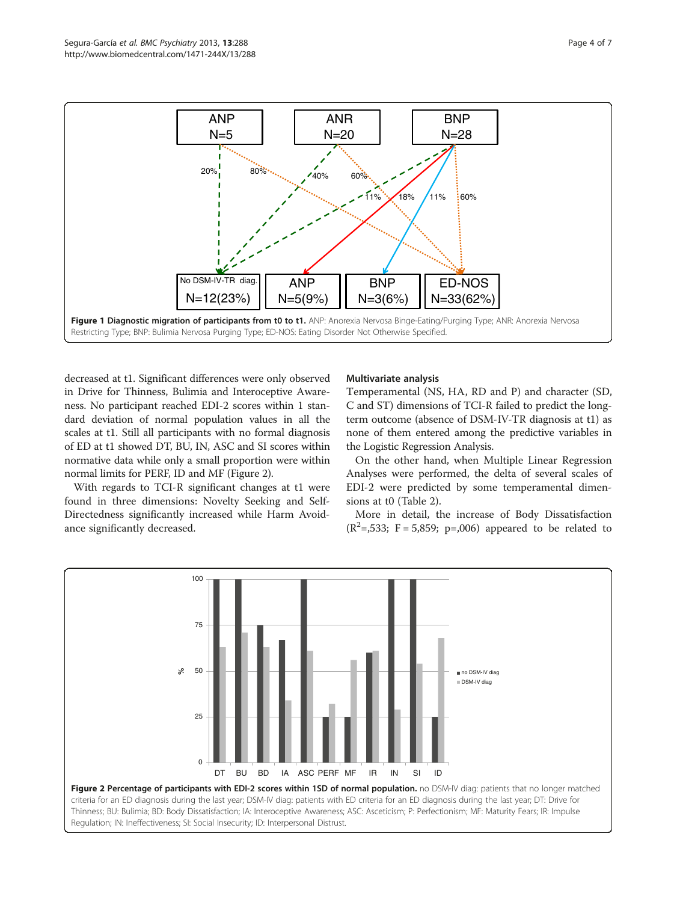Figure 1 Diagnostic migration of participants from t0 to t1. ANP: Anorexia Nervosa Binge-Eating/Purging Type; ANR: Anorexia Nervosa Restricting Type; BNP: Bulimia Nervosa Purging Type; ED-NOS: Eating Disorder Not Otherwise Specified.

decreased at t1. Significant differences were only observed in Drive for Thinness, Bulimia and Interoceptive Awareness. No participant reached EDI-2 scores within 1 standard deviation of normal population values in all the scales at t1. Still all participants with no formal diagnosis of ED at t1 showed DT, BU, IN, ASC and SI scores within normative data while only a small proportion were within normal limits for PERF, ID and MF (Figure 2).

With regards to TCI-R significant changes at t1 were found in three dimensions: Novelty Seeking and Self-Directedness significantly increased while Harm Avoidance significantly decreased.

### Multivariate analysis

Temperamental (NS, HA, RD and P) and character (SD, C and ST) dimensions of TCI-R failed to predict the long-term outcome (absence of DSM-IV-TR diagnosis at t1) as none of them entered among the predictive variables in the Logistic Regression Analysis.

On the other hand, when Multiple Linear Regression Analyses were performed, the delta of several scales of EDI-2 were predicted by some temperamental dimensions at t0 (Table 2).

More in detail, the increase of Body Dissatisfaction ($R^2$=,533; F = 5,859; p=,006) appeared to be related to

Figure 2 Percentage of participants with EDI-2 scores within 1SD of normal population. no DSM-IV diag: patients that no longer matched criteria for an ED diagnosis during the last year; DSM-IV diag: patients with ED criteria for an ED diagnosis during the last year; DT: Drive for Thinness; BU: Bulimia; BD: Body Dissatisfaction; IA: Interoceptive Awareness; ASC: Asceticism; P: Perfectionism; MF: Maturity Fears; IR: Impulse Regulation; IN: Ineffectiveness; SI: Social Insecurity; ID: Interpersonal Distrust.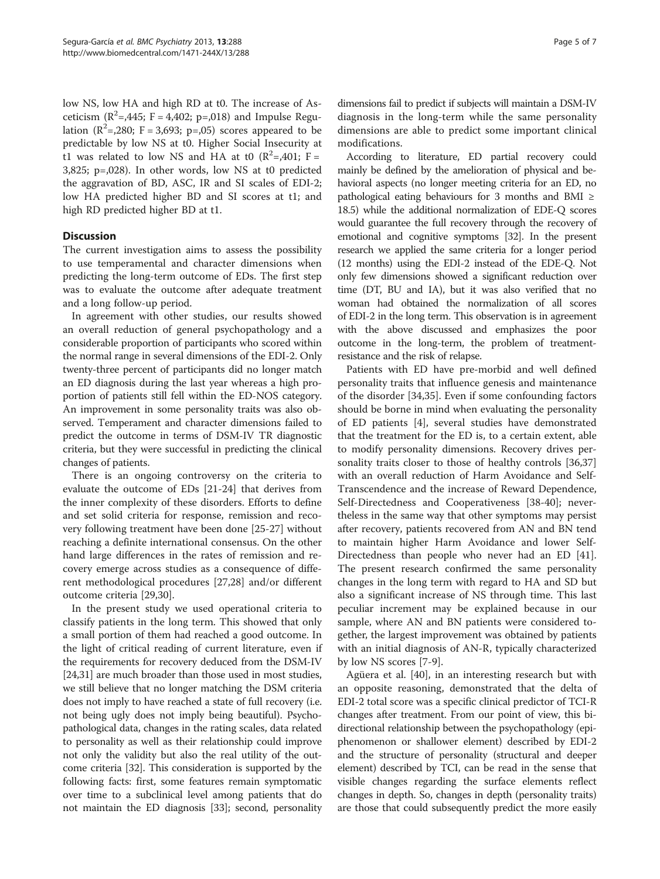low NS, low HA and high RD at t0. The increase of Asceticism ($R^2$=,445; F = 4,402; p=,018) and Impulse Regulation ($R^2$=,280; F = 3,693; p=,05) scores appeared to be predictable by low NS at t0. Higher Social Insecurity at t1 was related to low NS and HA at t0 ($R^2$=,401; F = 3,825; p=,028). In other words, low NS at t0 predicted the aggravation of BD, ASC, IR and SI scales of EDI-2; low HA predicted higher BD and SI scores at t1; and high RD predicted higher BD at t1.

## Discussion

The current investigation aims to assess the possibility to use temperamental and character dimensions when predicting the long-term outcome of EDs. The first step was to evaluate the outcome after adequate treatment and a long follow-up period.

In agreement with other studies, our results showed an overall reduction of general psychopathology and a considerable proportion of participants who scored within the normal range in several dimensions of the EDI-2. Only twenty-three percent of participants did no longer match an ED diagnosis during the last year whereas a high proportion of patients still fell within the ED-NOS category. An improvement in some personality traits was also observed. Temperament and character dimensions failed to predict the outcome in terms of DSM-IV TR diagnostic criteria, but they were successful in predicting the clinical changes of patients.

There is an ongoing controversy on the criteria to evaluate the outcome of EDs [21-24] that derives from the inner complexity of these disorders. Efforts to define and set solid criteria for response, remission and recovery following treatment have been done [25-27] without reaching a definite international consensus. On the other hand large differences in the rates of remission and recovery emerge across studies as a consequence of different methodological procedures [27,28] and/or different outcome criteria [29,30].

In the present study we used operational criteria to classify patients in the long term. This showed that only a small portion of them had reached a good outcome. In the light of critical reading of current literature, even if the requirements for recovery deduced from the DSM-IV [24,31] are much broader than those used in most studies, we still believe that no longer matching the DSM criteria does not imply to have reached a state of full recovery (i.e. not being ugly does not imply being beautiful). Psychopathological data, changes in the rating scales, data related to personality as well as their relationship could improve not only the validity but also the real utility of the outcome criteria [32]. This consideration is supported by the following facts: first, some features remain symptomatic over time to a subclinical level among patients that do not maintain the ED diagnosis [33]; second, personality dimensions fail to predict if subjects will maintain a DSM-IV diagnosis in the long-term while the same personality dimensions are able to predict some important clinical modifications.

According to literature, ED partial recovery could mainly be defined by the amelioration of physical and behavioral aspects (no longer meeting criteria for an ED, no pathological eating behaviours for 3 months and BMI ≥ 18.5) while the additional normalization of EDE-Q scores would guarantee the full recovery through the recovery of emotional and cognitive symptoms [32]. In the present research we applied the same criteria for a longer period (12 months) using the EDI-2 instead of the EDE-Q. Not only few dimensions showed a significant reduction over time (DT, BU and IA), but it was also verified that no woman had obtained the normalization of all scores of EDI-2 in the long term. This observation is in agreement with the above discussed and emphasizes the poor outcome in the long-term, the problem of treatment-resistance and the risk of relapse.

Patients with ED have pre-morbid and well defined personality traits that influence genesis and maintenance of the disorder [34,35]. Even if some confounding factors should be borne in mind when evaluating the personality of ED patients [4], several studies have demonstrated that the treatment for the ED is, to a certain extent, able to modify personality dimensions. Recovery drives personality traits closer to those of healthy controls [36,37] with an overall reduction of Harm Avoidance and Self-Transcendence and the increase of Reward Dependence, Self-Directedness and Cooperativeness [38-40]; nevertheless in the same way that other symptoms may persist after recovery, patients recovered from AN and BN tend to maintain higher Harm Avoidance and lower Self-Directedness than people who never had an ED [41]. The present research confirmed the same personality changes in the long term with regard to HA and SD but also a significant increase of NS through time. This last peculiar increment may be explained because in our sample, where AN and BN patients were considered together, the largest improvement was obtained by patients with an initial diagnosis of AN-R, typically characterized by low NS scores [7-9].

Agüera et al. [40], in an interesting research but with an opposite reasoning, demonstrated that the delta of EDI-2 total score was a specific clinical predictor of TCI-R changes after treatment. From our point of view, this bidirectional relationship between the psychopathology (epiphenomenon or shallower element) described by EDI-2 and the structure of personality (structural and deeper element) described by TCI, can be read in the sense that visible changes regarding the surface elements reflect changes in depth. So, changes in depth (personality traits) are those that could subsequently predict the more easily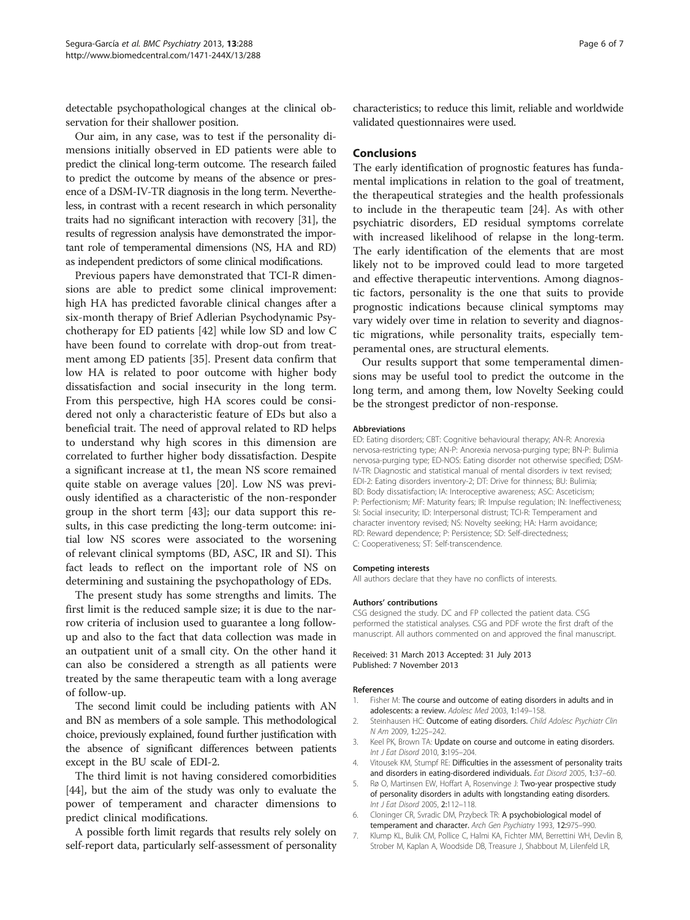detectable psychopathological changes at the clinical observation for their shallower position.

Our aim, in any case, was to test if the personality dimensions initially observed in ED patients were able to predict the clinical long-term outcome. The research failed to predict the outcome by means of the absence or presence of a DSM-IV-TR diagnosis in the long term. Nevertheless, in contrast with a recent research in which personality traits had no significant interaction with recovery [31], the results of regression analysis have demonstrated the important role of temperamental dimensions (NS, HA and RD) as independent predictors of some clinical modifications.

Previous papers have demonstrated that TCI-R dimensions are able to predict some clinical improvement: high HA has predicted favorable clinical changes after a six-month therapy of Brief Adlerian Psychodynamic Psychotherapy for ED patients [42] while low SD and low C have been found to correlate with drop-out from treatment among ED patients [35]. Present data confirm that low HA is related to poor outcome with higher body dissatisfaction and social insecurity in the long term. From this perspective, high HA scores could be considered not only a characteristic feature of EDs but also a beneficial trait. The need of approval related to RD helps to understand why high scores in this dimension are correlated to further higher body dissatisfaction. Despite a significant increase at t1, the mean NS score remained quite stable on average values [20]. Low NS was previously identified as a characteristic of the non-responder group in the short term [43]; our data support this results, in this case predicting the long-term outcome: initial low NS scores were associated to the worsening of relevant clinical symptoms (BD, ASC, IR and SI). This fact leads to reflect on the important role of NS on determining and sustaining the psychopathology of EDs.

The present study has some strengths and limits. The first limit is the reduced sample size; it is due to the narrow criteria of inclusion used to guarantee a long follow-up and also to the fact that data collection was made in an outpatient unit of a small city. On the other hand it can also be considered a strength as all patients were treated by the same therapeutic team with a long average of follow-up.

The second limit could be including patients with AN and BN as members of a sole sample. This methodological choice, previously explained, found further justification with the absence of significant differences between patients except in the BU scale of EDI-2.

The third limit is not having considered comorbidities [44], but the aim of the study was only to evaluate the power of temperament and character dimensions to predict clinical modifications.

A possible forth limit regards that results rely solely on self-report data, particularly self-assessment of personality characteristics; to reduce this limit, reliable and worldwide validated questionnaires were used.

## Conclusions

The early identification of prognostic features has fundamental implications in relation to the goal of treatment, the therapeutical strategies and the health professionals to include in the therapeutic team [24]. As with other psychiatric disorders, ED residual symptoms correlate with increased likelihood of relapse in the long-term. The early identification of the elements that are most likely not to be improved could lead to more targeted and effective therapeutic interventions. Among diagnostic factors, personality is the one that suits to provide prognostic indications because clinical symptoms may vary widely over time in relation to severity and diagnostic migrations, while personality traits, especially temperamental ones, are structural elements.

Our results support that some temperamental dimensions may be useful tool to predict the outcome in the long term, and among them, low Novelty Seeking could be the strongest predictor of non-response.

#### Abbreviations

ED: Eating disorders; CBT: Cognitive behavioural therapy; AN-R: Anorexia nervosa-restricting type; AN-P: Anorexia nervosa-purging type; BN-P: Bulimia nervosa-purging type; ED-NOS: Eating disorder not otherwise specified; DSM-IV-TR: Diagnostic and statistical manual of mental disorders iv text revised; EDI-2: Eating disorders inventory-2; DT: Drive for thinness; BU: Bulimia; BD: Body dissatisfaction; IA: Interoceptive awareness; ASC: Asceticism; P: Perfectionism; MF: Maturity fears; IR: Impulse regulation; IN: Ineffectiveness; SI: Social insecurity; ID: Interpersonal distrust; TCI-R: Temperament and character inventory revised; NS: Novelty seeking; HA: Harm avoidance; RD: Reward dependence; P: Persistence; SD: Self-directedness; C: Cooperativeness; ST: Self-transcendence.

#### Competing interests

All authors declare that they have no conflicts of interests.

#### Authors' contributions

CSG designed the study. DC and FP collected the patient data. CSG performed the statistical analyses. CSG and PDF wrote the first draft of the manuscript. All authors commented on and approved the final manuscript.

Received: 31 March 2013 Accepted: 31 July 2013
Published: 7 November 2013

#### References

1. Fisher M: **The course and outcome of eating disorders in adults and in adolescents: a review.** *Adolesc Med* 2003, 1:149–158.
2. Steinhausen HC: **Outcome of eating disorders.** *Child Adolesc Psychiatr Clin N Am* 2009, 1:225–242.
3. Keel PK, Brown TA: **Update on course and outcome in eating disorders.** *Int J Eat Disord* 2010, 3:195–204.
4. Vitousek KM, Stumpf RE: **Difficulties in the assessment of personality traits and disorders in eating-disordered individuals.** *Eat Disord* 2005, 1:37–60.
5. Rø O, Martinsen EW, Hoffart A, Rosenvinge J: **Two-year prospective study of personality disorders in adults with longstanding eating disorders.** *Int J Eat Disord* 2005, 2:112–118.
6. Cloninger CR, Svradic DM, Przybeck TR: **A psychobiological model of temperament and character.** *Arch Gen Psychiatry* 1993, 12:975–990.
7. Klump KL, Bulik CM, Pollice C, Halmi KA, Fichter MM, Berrettini WH, Devlin B, Strober M, Kaplan A, Woodside DB, Treasure J, Shabbout M, Lilenfeld LR,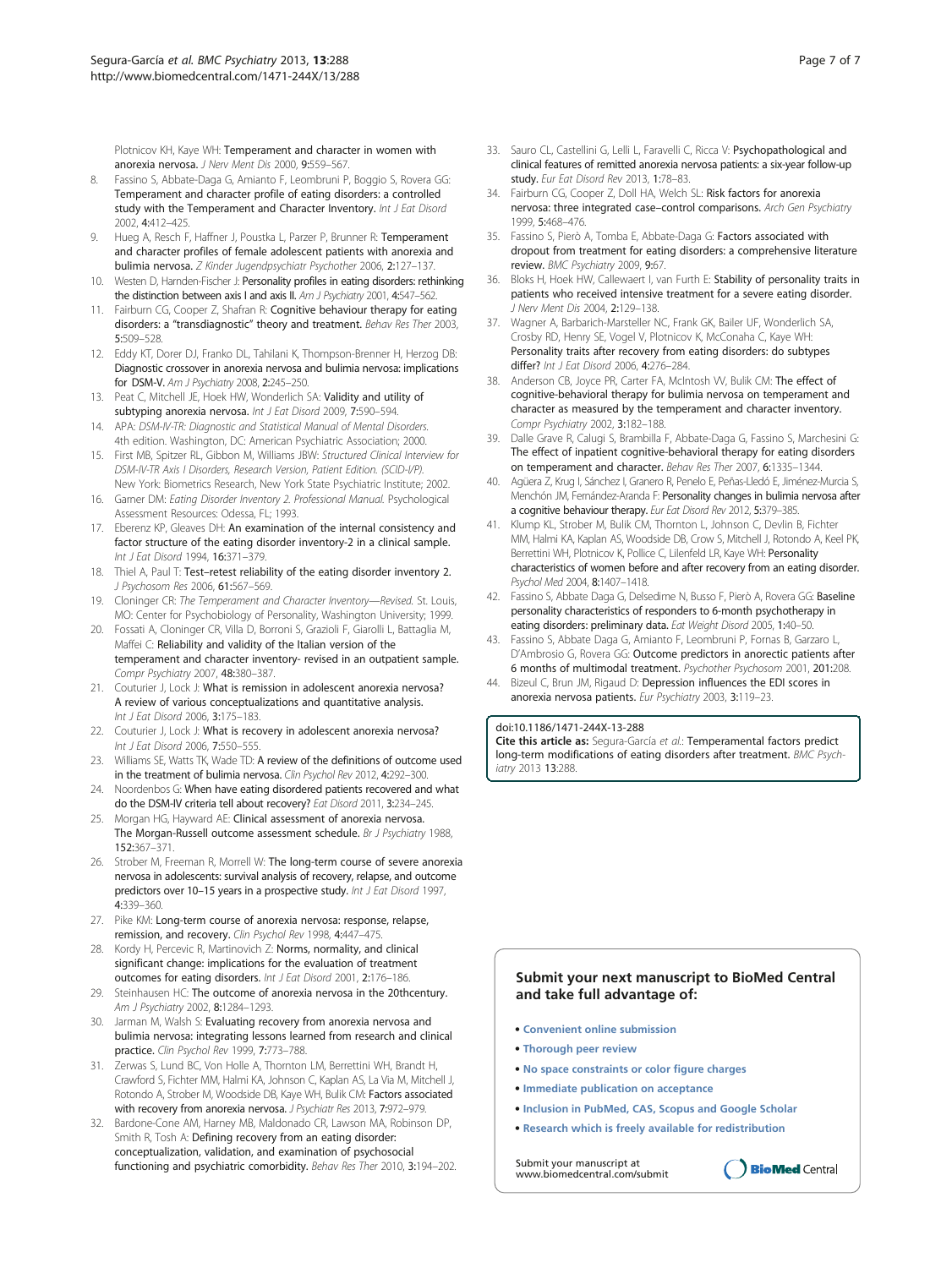Plotnicov KH, Kaye WH: **Temperament and character in women with anorexia nervosa.** *J Nerv Ment Dis* 2000, 9:559–567.

8. Fassino S, Abbate-Daga G, Amianto F, Leombruni P, Boggio S, Rovera GG: **Temperament and character profile of eating disorders: a controlled study with the Temperament and Character Inventory.** *Int J Eat Disord* 2002, 4:412–425.
9. Hueg A, Resch F, Haffner J, Poustka L, Parzer P, Brunner R: **Temperament and character profiles of female adolescent patients with anorexia and bulimia nervosa.** *Z Kinder Jugendpsychiatr Psychother* 2006, 2:127–137.
10. Westen D, Harnden-Fischer J: **Personality profiles in eating disorders: rethinking the distinction between axis I and axis II.** *Am J Psychiatry* 2001, 4:547–562.
11. Fairburn CG, Cooper Z, Shafran R: **Cognitive behaviour therapy for eating disorders: a "transdiagnostic" theory and treatment.** *Behav Res Ther* 2003, 5:509–528.
12. Eddy KT, Dorer DJ, Franko DL, Tahilani K, Thompson-Brenner H, Herzog DB: **Diagnostic crossover in anorexia nervosa and bulimia nervosa: implications for DSM-V.** *Am J Psychiatry* 2008, 2:245–250.
13. Peat C, Mitchell JE, Hoek HW, Wonderlich SA: **Validity and utility of subtyping anorexia nervosa.** *Int J Eat Disord* 2009, 7:590–594.
14. APA: *DSM-IV-TR: Diagnostic and Statistical Manual of Mental Disorders.* 4th edition. Washington, DC: American Psychiatric Association; 2000.
15. First MB, Spitzer RL, Gibbon M, Williams JBW: *Structured Clinical Interview for DSM-IV-TR Axis I Disorders, Research Version, Patient Edition. (SCID-I/P).* New York: Biometrics Research, New York State Psychiatric Institute; 2002.
16. Garner DM: *Eating Disorder Inventory 2. Professional Manual.* Psychological Assessment Resources: Odessa, FL; 1993.
17. Eberenz KP, Gleaves DH: **An examination of the internal consistency and factor structure of the eating disorder inventory-2 in a clinical sample.** *Int J Eat Disord* 1994, 16:371–379.
18. Thiel A, Paul T: **Test–retest reliability of the eating disorder inventory 2.** *J Psychosom Res* 2006, 61:567–569.
19. Cloninger CR: *The Temperament and Character Inventory—Revised.* St. Louis, MO: Center for Psychobiology of Personality, Washington University; 1999.
20. Fossati A, Cloninger CR, Villa D, Borroni S, Grazioli F, Giarolli L, Battaglia M, Maffei C: **Reliability and validity of the Italian version of the temperament and character inventory- revised in an outpatient sample.** *Compr Psychiatry* 2007, 48:380–387.
21. Couturier J, Lock J: **What is remission in adolescent anorexia nervosa? A review of various conceptualizations and quantitative analysis.** *Int J Eat Disord* 2006, 3:175–183.
22. Couturier J, Lock J: **What is recovery in adolescent anorexia nervosa?** *Int J Eat Disord* 2006, 7:550–555.
23. Williams SE, Watts TK, Wade TD: **A review of the definitions of outcome used in the treatment of bulimia nervosa.** *Clin Psychol Rev* 2012, 4:292–300.
24. Noordenbos G: **When have eating disordered patients recovered and what do the DSM-IV criteria tell about recovery?** *Eat Disord* 2011, 3:234–245.
25. Morgan HG, Hayward AE: **Clinical assessment of anorexia nervosa. The Morgan-Russell outcome assessment schedule.** *Br J Psychiatry* 1988, 152:367–371.
26. Strober M, Freeman R, Morrell W: **The long-term course of severe anorexia nervosa in adolescents: survival analysis of recovery, relapse, and outcome predictors over 10–15 years in a prospective study.** *Int J Eat Disord* 1997, 4:339–360.
27. Pike KM: **Long-term course of anorexia nervosa: response, relapse, remission, and recovery.** *Clin Psychol Rev* 1998, 4:447–475.
28. Kordy H, Percevic R, Martinovich Z: **Norms, normality, and clinical significant change: implications for the evaluation of treatment outcomes for eating disorders.** *Int J Eat Disord* 2001, 2:176–186.
29. Steinhausen HC: **The outcome of anorexia nervosa in the 20thcentury.** *Am J Psychiatry* 2002, 8:1284–1293.
30. Jarman M, Walsh S: **Evaluating recovery from anorexia nervosa and bulimia nervosa: integrating lessons learned from research and clinical practice.** *Clin Psychol Rev* 1999, 7:773–788.
31. Zerwas S, Lund BC, Von Holle A, Thornton LM, Berrettini WH, Brandt H, Crawford S, Fichter MM, Halmi KA, Johnson C, Kaplan AS, La Via M, Mitchell J, Rotondo A, Strober M, Woodside DB, Kaye WH, Bulik CM: **Factors associated with recovery from anorexia nervosa.** *J Psychiatr Res* 2013, 7:972–979.
32. Bardone-Cone AM, Harney MB, Maldonado CR, Lawson MA, Robinson DP, Smith R, Tosh A: **Defining recovery from an eating disorder: conceptualization, validation, and examination of psychosocial functioning and psychiatric comorbidity.** *Behav Res Ther* 2010, 3:194–202.
33. Sauro CL, Castellini G, Lelli L, Faravelli C, Ricca V: **Psychopathological and clinical features of remitted anorexia nervosa patients: a six-year follow-up study.** *Eur Eat Disord Rev* 2013, 1:78–83.
34. Fairburn CG, Cooper Z, Doll HA, Welch SL: **Risk factors for anorexia nervosa: three integrated case–control comparisons.** *Arch Gen Psychiatry* 1999, 5:468–476.
35. Fassino S, Pierò A, Tomba E, Abbate-Daga G: **Factors associated with dropout from treatment for eating disorders: a comprehensive literature review.** *BMC Psychiatry* 2009, 9:67.
36. Bloks H, Hoek HW, Callewaert I, van Furth E: **Stability of personality traits in patients who received intensive treatment for a severe eating disorder.** *J Nerv Ment Dis* 2004, 2:129–138.
37. Wagner A, Barbarich-Marsteller NC, Frank GK, Bailer UF, Wonderlich SA, Crosby RD, Henry SE, Vogel V, Plotnicov K, McConaha C, Kaye WH: **Personality traits after recovery from eating disorders: do subtypes differ?** *Int J Eat Disord* 2006, 4:276–284.
38. Anderson CB, Joyce PR, Carter FA, McIntosh VV, Bulik CM: **The effect of cognitive-behavioral therapy for bulimia nervosa on temperament and character as measured by the temperament and character inventory.** *Compr Psychiatry* 2002, 3:182–188.
39. Dalle Grave R, Calugi S, Brambilla F, Abbate-Daga G, Fassino S, Marchesini G: **The effect of inpatient cognitive-behavioral therapy for eating disorders on temperament and character.** *Behav Res Ther* 2007, 6:1335–1344.
40. Agüera Z, Krug I, Sánchez I, Granero R, Penelo E, Peñas-Lledó E, Jiménez-Murcia S, Menchón JM, Fernández-Aranda F: **Personality changes in bulimia nervosa after a cognitive behaviour therapy.** *Eur Eat Disord Rev* 2012, 5:379–385.
41. Klump KL, Strober M, Bulik CM, Thornton L, Johnson C, Devlin B, Fichter MM, Halmi KA, Kaplan AS, Woodside DB, Crow S, Mitchell J, Rotondo A, Keel PK, Berrettini WH, Plotnicov K, Pollice C, Lilenfeld LR, Kaye WH: **Personality characteristics of women before and after recovery from an eating disorder.** *Psychol Med* 2004, 8:1407–1418.
42. Fassino S, Abbate Daga G, Delsedime N, Busso F, Pierò A, Rovera GG: **Baseline personality characteristics of responders to 6-month psychotherapy in eating disorders: preliminary data.** *Eat Weight Disord* 2005, 1:40–50.
43. Fassino S, Abbate Daga G, Amianto F, Leombruni P, Fornas B, Garzaro L, D'Ambrosio G, Rovera GG: **Outcome predictors in anorectic patients after 6 months of multimodal treatment.** *Psychother Psychosom* 2001, 201:208.
44. Bizeul C, Brun JM, Rigaud D: **Depression influences the EDI scores in anorexia nervosa patients.** *Eur Psychiatry* 2003, 3:119–23.

doi:10.1186/1471-244X-13-288

**Cite this article as:** Segura-García *et al.*: Temperamental factors predict long-term modifications of eating disorders after treatment. *BMC Psychiatry* 2013 13:288.

**Submit your next manuscript to BioMed Central and take full advantage of:**

- **Convenient online submission**
- **Thorough peer review**
- **No space constraints or color figure charges**
- **Immediate publication on acceptance**
- **Inclusion in PubMed, CAS, Scopus and Google Scholar**
- **Research which is freely available for redistribution**

Submit your manuscript at
www.biomedcentral.com/submit

BioMed Central